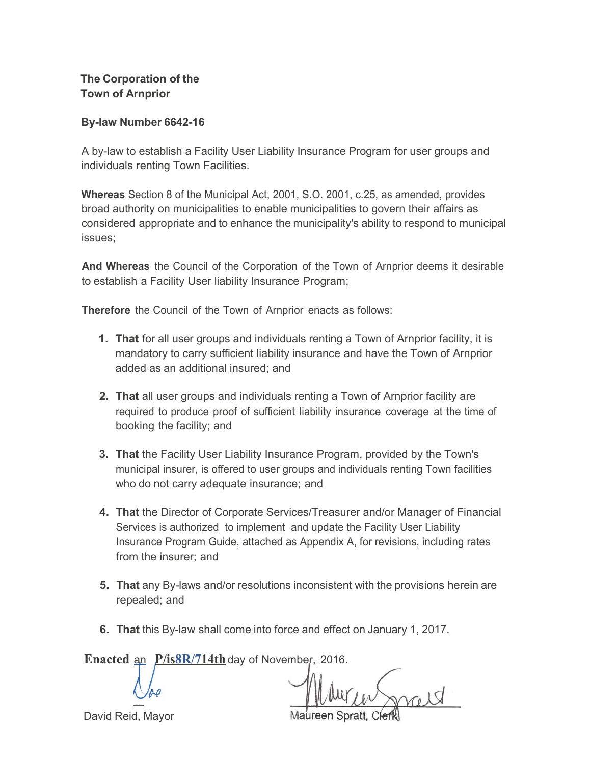**The Corporation of the**
**Town of Arnprior**

**By-law Number 6642-16**

A by-law to establish a Facility User Liability Insurance Program for user groups and individuals renting Town Facilities.

**Whereas** Section 8 of the Municipal Act, 2001, S.O. 2001, c.25, as amended, provides broad authority on municipalities to enable municipalities to govern their affairs as considered appropriate and to enhance the municipality's ability to respond to municipal issues;

**And Whereas** the Council of the Corporation of the Town of Arnprior deems it desirable to establish a Facility User liability Insurance Program;

**Therefore** the Council of the Town of Arnprior enacts as follows:

1. **That** for all user groups and individuals renting a Town of Arnprior facility, it is mandatory to carry sufficient liability insurance and have the Town of Arnprior added as an additional insured; and

2. **That** all user groups and individuals renting a Town of Arnprior facility are required to produce proof of sufficient liability insurance coverage at the time of booking the facility; and

3. **That** the Facility User Liability Insurance Program, provided by the Town's municipal insurer, is offered to user groups and individuals renting Town facilities who do not carry adequate insurance; and

4. **That** the Director of Corporate Services/Treasurer and/or Manager of Financial Services is authorized to implement and update the Facility User Liability Insurance Program Guide, attached as Appendix A, for revisions, including rates from the insurer; and

5. **That** any By-laws and/or resolutions inconsistent with the provisions herein are repealed; and

6. **That** this By-law shall come into force and effect on January 1, 2017.

**Enacted** an **P/is8R/714th** day of November, 2016.

David Reid, Mayor

Maureen Spratt, Clerk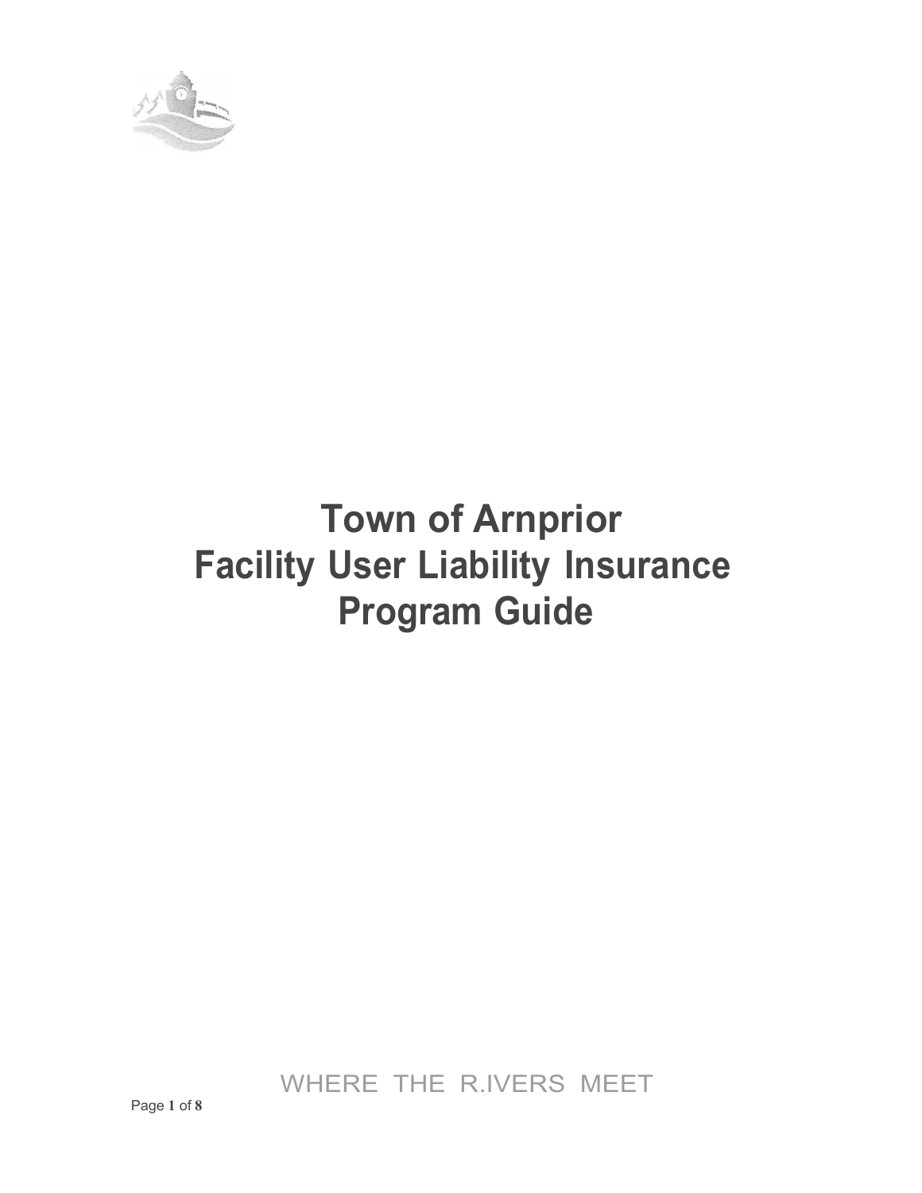# Town of Arnprior
# Facility User Liability Insurance
# Program Guide

WHERE THE R.IVERS MEET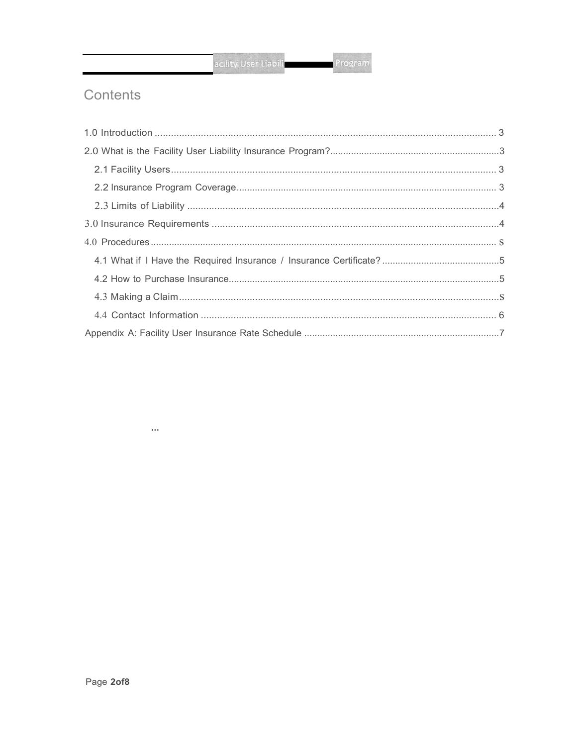# Contents

1.0 Introduction .......... 3

2.0 What is the Facility User Liability Insurance Program? .......... 3

  2.1 Facility Users .......... 3

  2.2 Insurance Program Coverage .......... 3

  2.3 Limits of Liability .......... 4

3.0 Insurance Requirements .......... 4

4.0 Procedures .......... S

  4.1 What if I Have the Required Insurance / Insurance Certificate? .......... 5

  4.2 How to Purchase Insurance .......... 5

  4.3 Making a Claim .......... S

  4.4 Contact Information .......... 6

Appendix A: Facility User Insurance Rate Schedule .......... 7

...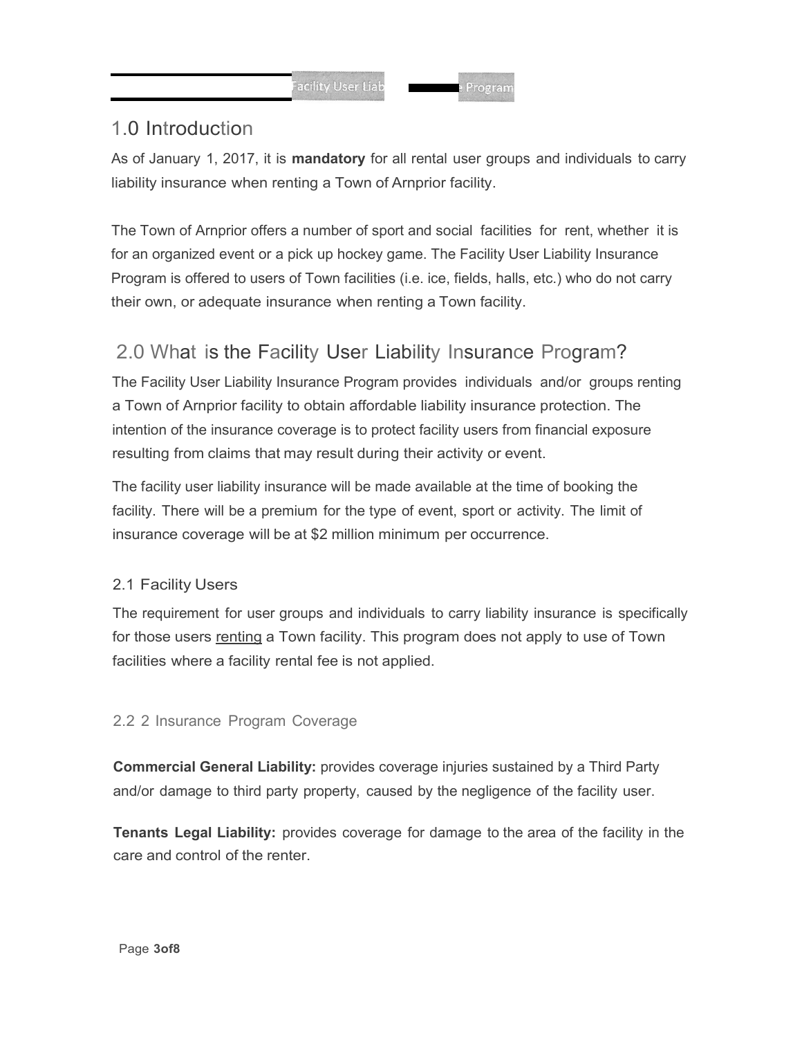## 1.0 Introduction

As of January 1, 2017, it is **mandatory** for all rental user groups and individuals to carry liability insurance when renting a Town of Arnprior facility.

The Town of Arnprior offers a number of sport and social facilities for rent, whether it is for an organized event or a pick up hockey game. The Facility User Liability Insurance Program is offered to users of Town facilities (i.e. ice, fields, halls, etc.) who do not carry their own, or adequate insurance when renting a Town facility.

## 2.0 What is the Facility User Liability Insurance Program?

The Facility User Liability Insurance Program provides individuals and/or groups renting a Town of Arnprior facility to obtain affordable liability insurance protection. The intention of the insurance coverage is to protect facility users from financial exposure resulting from claims that may result during their activity or event.

The facility user liability insurance will be made available at the time of booking the facility. There will be a premium for the type of event, sport or activity. The limit of insurance coverage will be at $2 million minimum per occurrence.

### 2.1 Facility Users

The requirement for user groups and individuals to carry liability insurance is specifically for those users <u>renting</u> a Town facility. This program does not apply to use of Town facilities where a facility rental fee is not applied.

### 2.2 2 Insurance Program Coverage

**Commercial General Liability:** provides coverage injuries sustained by a Third Party and/or damage to third party property, caused by the negligence of the facility user.

**Tenants Legal Liability:** provides coverage for damage to the area of the facility in the care and control of the renter.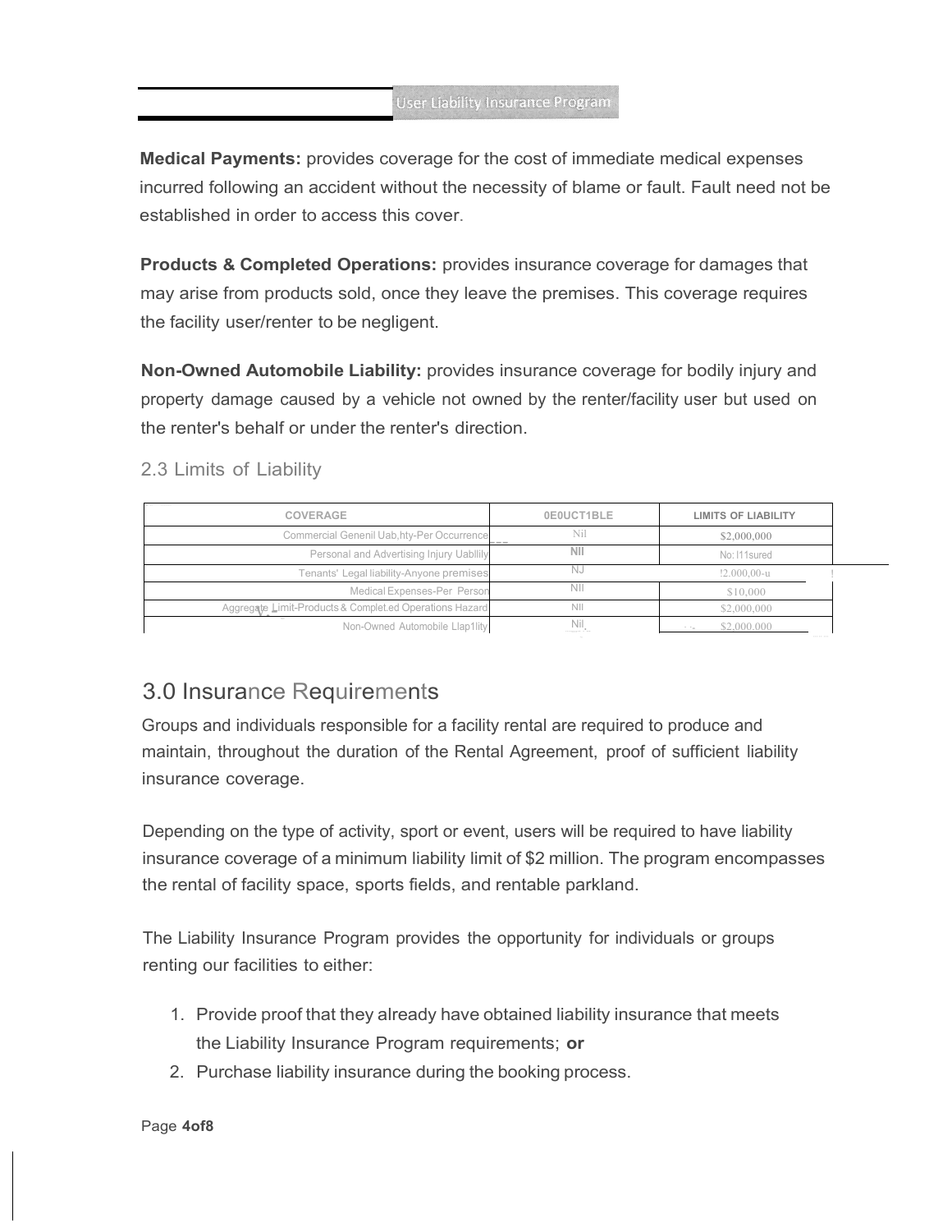**Medical Payments:** provides coverage for the cost of immediate medical expenses incurred following an accident without the necessity of blame or fault. Fault need not be established in order to access this cover.

**Products & Completed Operations:** provides insurance coverage for damages that may arise from products sold, once they leave the premises. This coverage requires the facility user/renter to be negligent.

**Non-Owned Automobile Liability:** provides insurance coverage for bodily injury and property damage caused by a vehicle not owned by the renter/facility user but used on the renter's behalf or under the renter's direction.

### 2.3 Limits of Liability

| COVERAGE | 0E0UCT1BLE | LIMITS OF LIABILITY |
|---|---|---|
| Commercial Genenil Uab,hty-Per Occurrence | Nil | $2,000,000 |
| Personal and Advertising Injury Uabllily | NII | No: I11sured |
| Tenants' Legal liability-Anyone premises | NJ | !2.000,00-u |
| Medical Expenses-Per Person | NII | $10,000 |
| Aggregate Limit-Products & Complet.ed Operations Hazard | NII | $2,000,000 |
| Non-Owned Automobile Llap1lity | Nil | $2,000,000 |

## 3.0 Insurance Requirements

Groups and individuals responsible for a facility rental are required to produce and maintain, throughout the duration of the Rental Agreement, proof of sufficient liability insurance coverage.

Depending on the type of activity, sport or event, users will be required to have liability insurance coverage of a minimum liability limit of $2 million. The program encompasses the rental of facility space, sports fields, and rentable parkland.

The Liability Insurance Program provides the opportunity for individuals or groups renting our facilities to either:

1. Provide proof that they already have obtained liability insurance that meets the Liability Insurance Program requirements; **or**
2. Purchase liability insurance during the booking process.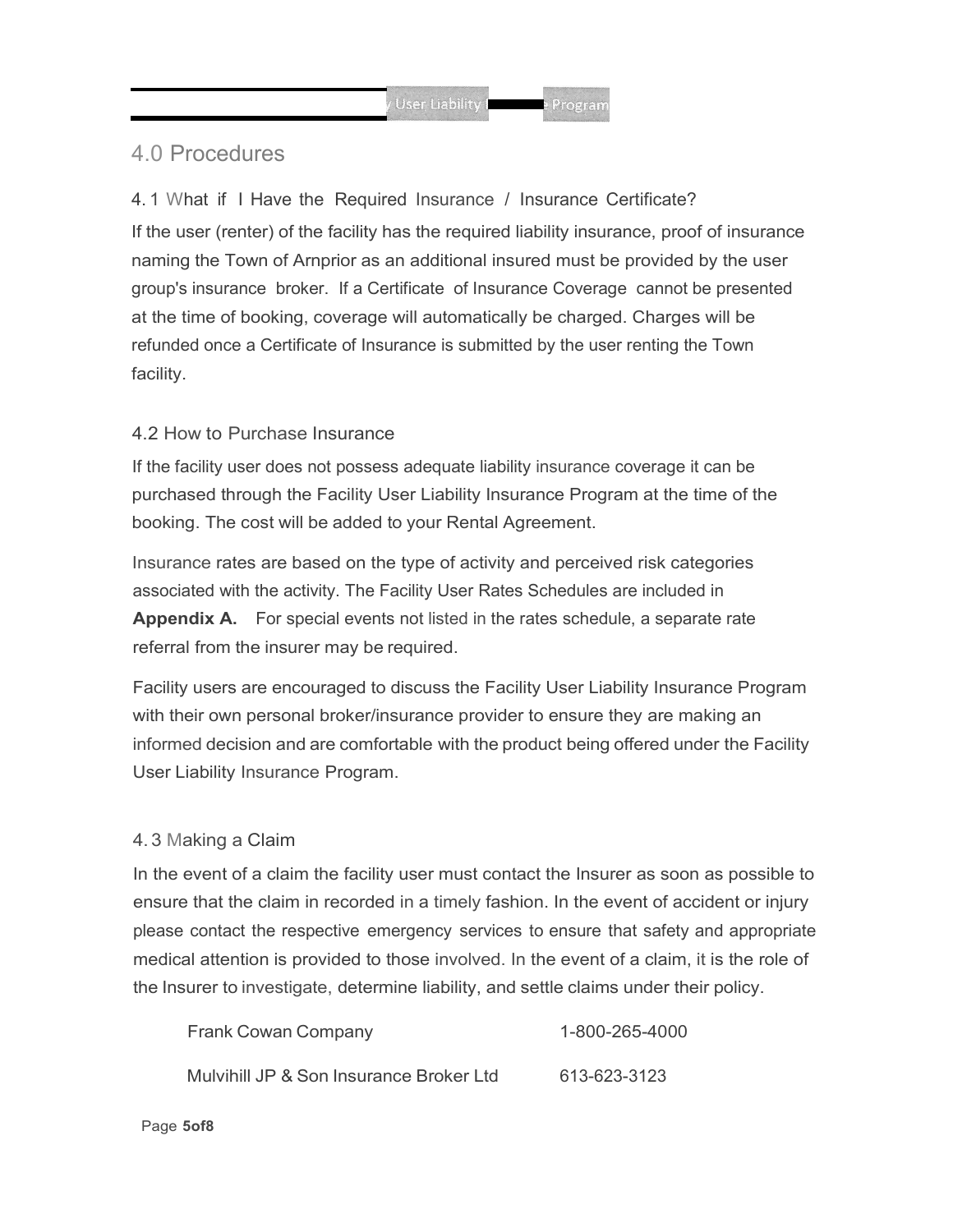## 4.0 Procedures

### 4.1 What if I Have the Required Insurance / Insurance Certificate?

If the user (renter) of the facility has the required liability insurance, proof of insurance naming the Town of Arnprior as an additional insured must be provided by the user group's insurance broker. If a Certificate of Insurance Coverage cannot be presented at the time of booking, coverage will automatically be charged. Charges will be refunded once a Certificate of Insurance is submitted by the user renting the Town facility.

### 4.2 How to Purchase Insurance

If the facility user does not possess adequate liability insurance coverage it can be purchased through the Facility User Liability Insurance Program at the time of the booking. The cost will be added to your Rental Agreement.

Insurance rates are based on the type of activity and perceived risk categories associated with the activity. The Facility User Rates Schedules are included in **Appendix A.** For special events not listed in the rates schedule, a separate rate referral from the insurer may be required.

Facility users are encouraged to discuss the Facility User Liability Insurance Program with their own personal broker/insurance provider to ensure they are making an informed decision and are comfortable with the product being offered under the Facility User Liability Insurance Program.

### 4.3 Making a Claim

In the event of a claim the facility user must contact the Insurer as soon as possible to ensure that the claim in recorded in a timely fashion. In the event of accident or injury please contact the respective emergency services to ensure that safety and appropriate medical attention is provided to those involved. In the event of a claim, it is the role of the Insurer to investigate, determine liability, and settle claims under their policy.

| | |
|---|---|
| Frank Cowan Company | 1-800-265-4000 |
| Mulvihill JP & Son Insurance Broker Ltd | 613-623-3123 |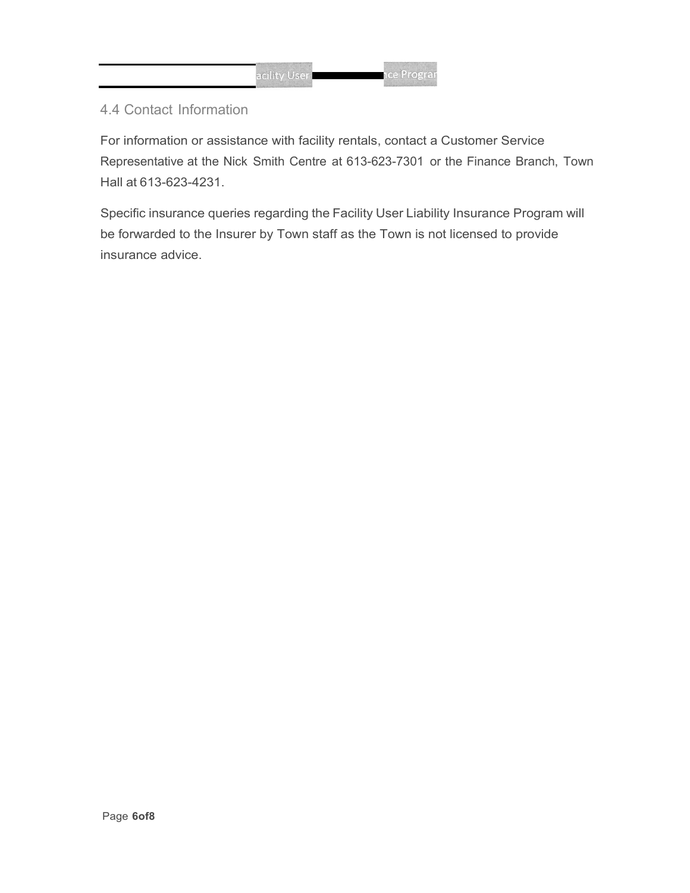### 4.4 Contact Information

For information or assistance with facility rentals, contact a Customer Service Representative at the Nick Smith Centre at 613-623-7301 or the Finance Branch, Town Hall at 613-623-4231.

Specific insurance queries regarding the Facility User Liability Insurance Program will be forwarded to the Insurer by Town staff as the Town is not licensed to provide insurance advice.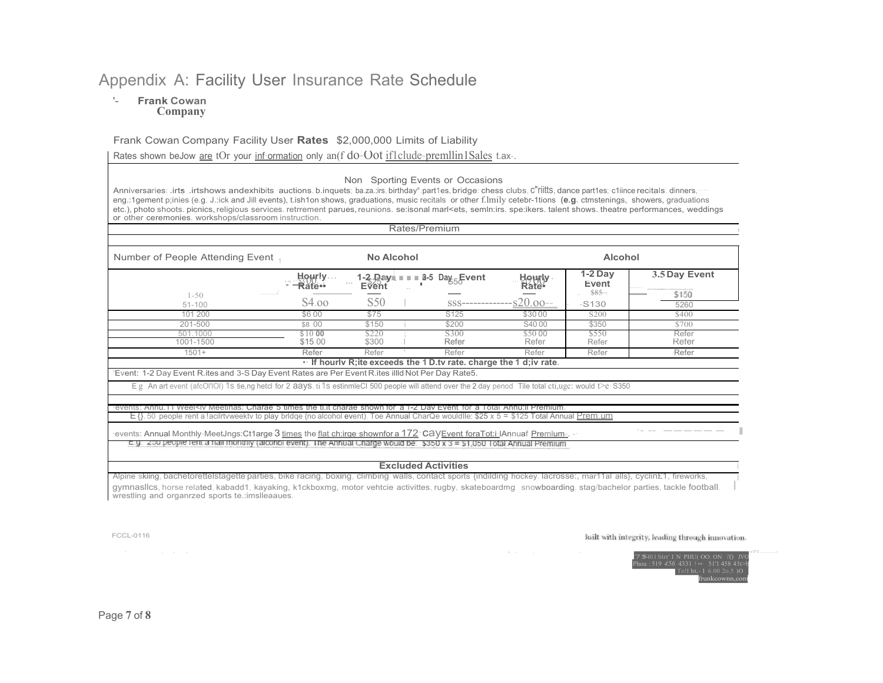# Appendix A: Facility User Insurance Rate Schedule

**Frank Cowan Company**

Frank Cowan Company Facility User **Rates** $2,000,000 Limits of Liability

Rates shown below are for your information only and do not include premium sales tax.

### Non Sporting Events or Occasions

Anniversaries, arts, artshows and exhibits, auctions, banquets, bazaars, birthday parties, bridge, chess clubs, craft, dance parties, dance recitals, dinners, engagement parties (e.g. Jack and Jill events), fashion shows, graduations, music recitals or other family celebrations (e.g. christenings, showers, graduations etc.), photo shoots, picnics, religious services, retirement parties, reunions, seasonal markets, seminars, speakers, talent shows, theatre performances, weddings or other ceremonies, workshops/classroom instruction.

| Number of People Attending Event | No Alcohol | | | Alcohol | | |
|---|---|---|---|---|---|---|
| | Hourly Rate• | 1-2 Day Event | 3-5 Day Event | Hourly Rate• | 1-2 Day Event | 3-5 Day Event |
| 1-50 | $3.00 | $25 | $50 | $20.00 | $85 | $150 |
| 51-100 | $4.00 | $50 | $55 | $20.00 | $130 | $260 |
| 101-200 | $6.00 | $75 | $125 | $30.00 | $200 | $400 |
| 201-500 | $8.00 | $150 | $200 | $40.00 | $350 | $700 |
| 501-1000 | $10.00 | $220 | $300 | $50.00 | $550 | Refer |
| 1001-1500 | $15.00 | $300 | Refer | Refer | Refer | Refer |
| 1501+ | Refer | Refer | Refer | Refer | Refer | Refer |

•If hourly Rate exceeds the 1 Day rate, charge the 1 day rate.

Event: 1-2 Day Event Rates and 3-5 Day Event Rates are Per Event Rates and Not Per Day Rates.

E.g. An art event (alcohol) is being held for 2 days. It is estimated 500 people will attend over the 2 day period. The total charge would be $350

Events: Annual Weekly Meetings: Charge 5 times the flat charge shown for a 1-2 Day Event for a Total Annual Premium.

E.g. 50 people rent a facility weekly to play bridge (no alcohol event). The Annual Charge would be: $25 x 5 = $125 Total Annual Premium

Events: Annual Monthly Meetings: Charge 3 times the flat charge shown for a 1-2 Day Event for a Total Annual Premium.

E.g. 250 people rent a hall monthly (alcohol event). The Annual Charge would be $350 x 3 = $1,050 Total Annual Premium

### Excluded Activities

Alpine skiing, bachelorette/stagette parties, bike racing, boxing, climbing walls, contact sports (including hockey, lacrosse, martial arts), cycling, fireworks, gymnastics, horse related, kabaddi, kayaking, kickboxing, motor vehicle activities, rugby, skateboarding, snowboarding, stag/bachelor parties, tackle football, wrestling and organized sports leagues.

FCCL-0116

Built with integrity, leading through innovation.

75 Main St N, PO Box 1000, Princeton ON N0J 1V0
Phone: 519 456 4331 | Fax: 519 458 4366
Toll free: 1 800 265 4000
frankcowan.com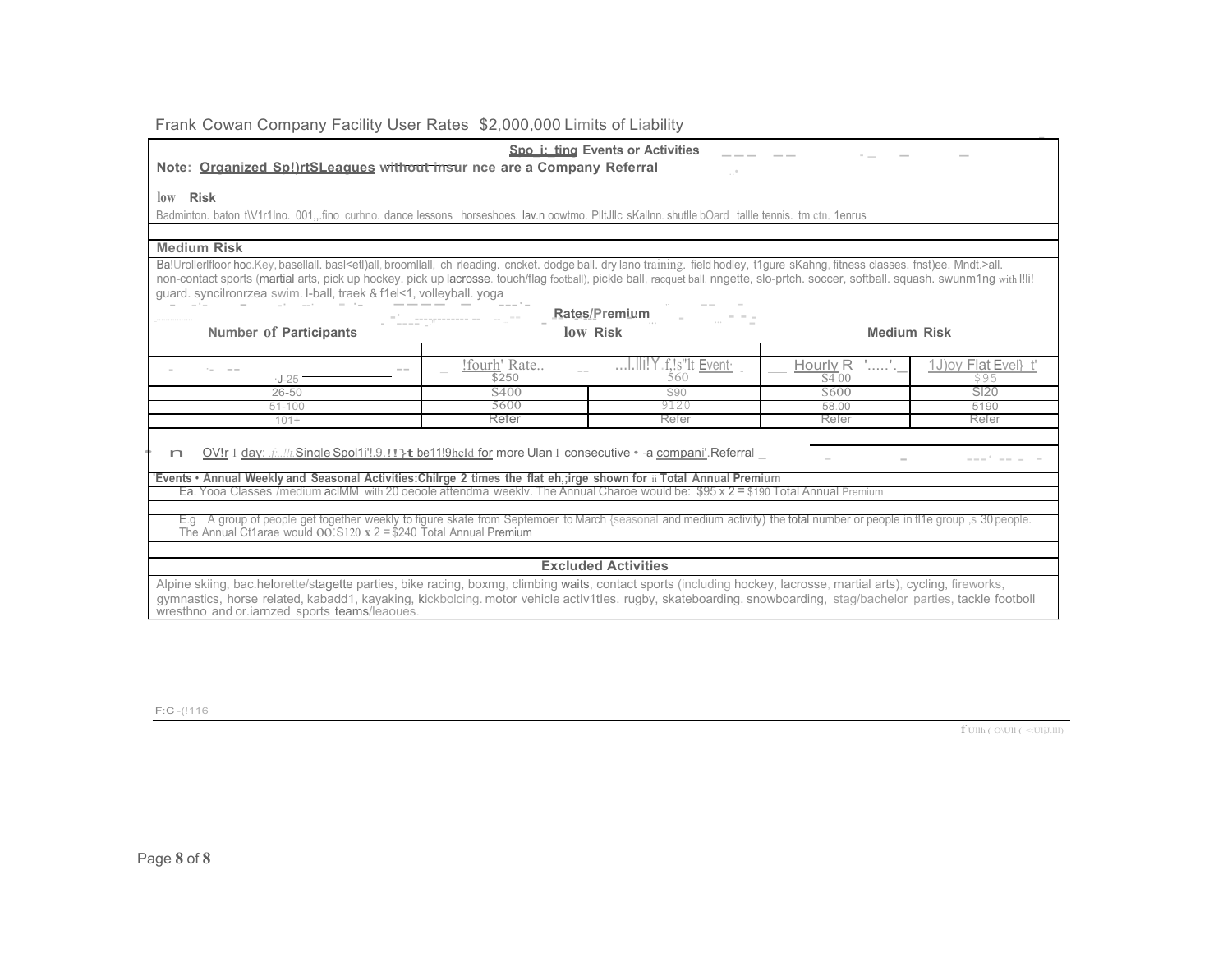Frank Cowan Company Facility User Rates $2,000,000 Limits of Liability

**Spo i: ting Events or Activities**

**Note: Organized Sp!)rtSLeagues without insur nce are a Company Referral**

**low Risk**

Badminton. baton t\V1r1lno. 001,,.fino curhno. dance lessons horseshoes. lav.n oowtmo. PlltJllc sKallnn. shutlle bOard tallle tennis. tm ctn. 1enrus

**Medium Risk**

Ba!Urollerlfloor hoc.Key, basellall. basl<etl)all, broomllall, ch rleading. cncket. dodge ball. dry lano training. field hodley, t1gure sKahng, fitness classes. fnst)ee. Mndt.>all. non-contact sports (martial arts, pick up hockey. pick up lacrosse. touch/flag football), pickle ball, racquet ball. nngette, slo-prtch. soccer, softball. squash. swunm1ng with l!li! guard. syncilronrzea swim. l-ball, traek & f1el<1, volleyball. yoga

**Rates/Premium**

| Number of Participants | low Risk | | Medium Risk | |
|---|---|---|---|---|
| | !fourh' Rate.. | ...l.llI!Y f,!s"lt Event | Hourly R | 1J)oy Flat Evel} t' |
| ·J-25 | $250 | 560 | $4 00 | $95 |
| 26-50 | S400 | S90 | $600 | SI20 |
| 51-100 | 5600 | 9120 | 58.00 | 5190 |
| 101+ | Refer | Refer | Refer | Refer |

OV!r 1 day: Single Spol1i'!.9.!!}t be11!9held for more Ulan 1 consecutive • a compani'.Referral

**Events • Annual Weekly and Seasonal Activities:Chilrge 2 times the flat eh,;irge shown for ii Total Annual Premium**

Ea. Yooa Classes /medium aclMM with 20 oeoole attendma weeklv. The Annual Charoe would be: $95 x 2 = $190 Total Annual Premium

E.g A group of people get together weekly to figure skate from Septemoer to March (seasonal and medium activity) the total number or people in tl1e group ,s 30 people. The Annual Ct1arae would OO:S120 x 2 = $240 Total Annual Premium

**Excluded Activities**

Alpine skiing, bac.helorette/stagette parties, bike racing, boxmg, climbing waits, contact sports (including hockey, lacrosse, martial arts), cycling, fireworks, gymnastics, horse related, kabadd1, kayaking, kickbolcing. motor vehicle actIv1tles. rugby, skateboarding. snowboarding, stag/bachelor parties, tackle footboll wresthno and or.iarnzed sports teams/leaoues.